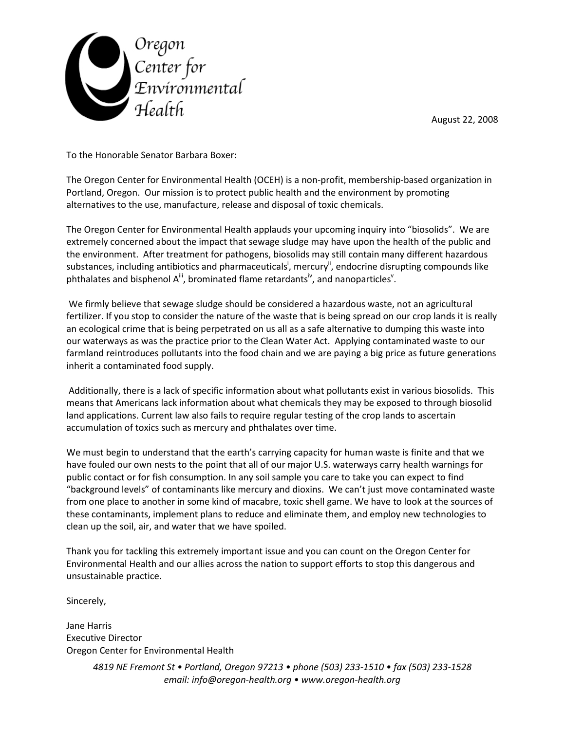Oregon Center for Environmental Health

August 22, 2008

To the Honorable Senator Barbara Boxer:

The Oregon Center for Environmental Health (OCEH) is a non-profit, membership-based organization in Portland, Oregon. Our mission is to protect public health and the environment by promoting alternatives to the use, manufacture, release and disposal of toxic chemicals.

The Oregon Center for Environmental Health applauds your upcoming inquiry into "biosolids". We are extremely concerned about the impact that sewage sludge may have upon the health of the public and the environment. After treatment for pathogens, biosolids may still contain many different hazardous substances, including antibiotics and pharmaceuticals[i], mercury[ii], endocrine disrupting compounds like phthalates and bisphenol A[iii], brominated flame retardants[iv], and nanoparticles[v].

We firmly believe that sewage sludge should be considered a hazardous waste, not an agricultural fertilizer. If you stop to consider the nature of the waste that is being spread on our crop lands it is really an ecological crime that is being perpetrated on us all as a safe alternative to dumping this waste into our waterways as was the practice prior to the Clean Water Act. Applying contaminated waste to our farmland reintroduces pollutants into the food chain and we are paying a big price as future generations inherit a contaminated food supply.

Additionally, there is a lack of specific information about what pollutants exist in various biosolids. This means that Americans lack information about what chemicals they may be exposed to through biosolid land applications. Current law also fails to require regular testing of the crop lands to ascertain accumulation of toxics such as mercury and phthalates over time.

We must begin to understand that the earth's carrying capacity for human waste is finite and that we have fouled our own nests to the point that all of our major U.S. waterways carry health warnings for public contact or for fish consumption. In any soil sample you care to take you can expect to find "background levels" of contaminants like mercury and dioxins. We can't just move contaminated waste from one place to another in some kind of macabre, toxic shell game. We have to look at the sources of these contaminants, implement plans to reduce and eliminate them, and employ new technologies to clean up the soil, air, and water that we have spoiled.

Thank you for tackling this extremely important issue and you can count on the Oregon Center for Environmental Health and our allies across the nation to support efforts to stop this dangerous and unsustainable practice.

Sincerely,

Jane Harris
Executive Director
Oregon Center for Environmental Health

*4819 NE Fremont St • Portland, Oregon 97213 • phone (503) 233-1510 • fax (503) 233-1528*
*email: info@oregon-health.org • www.oregon-health.org*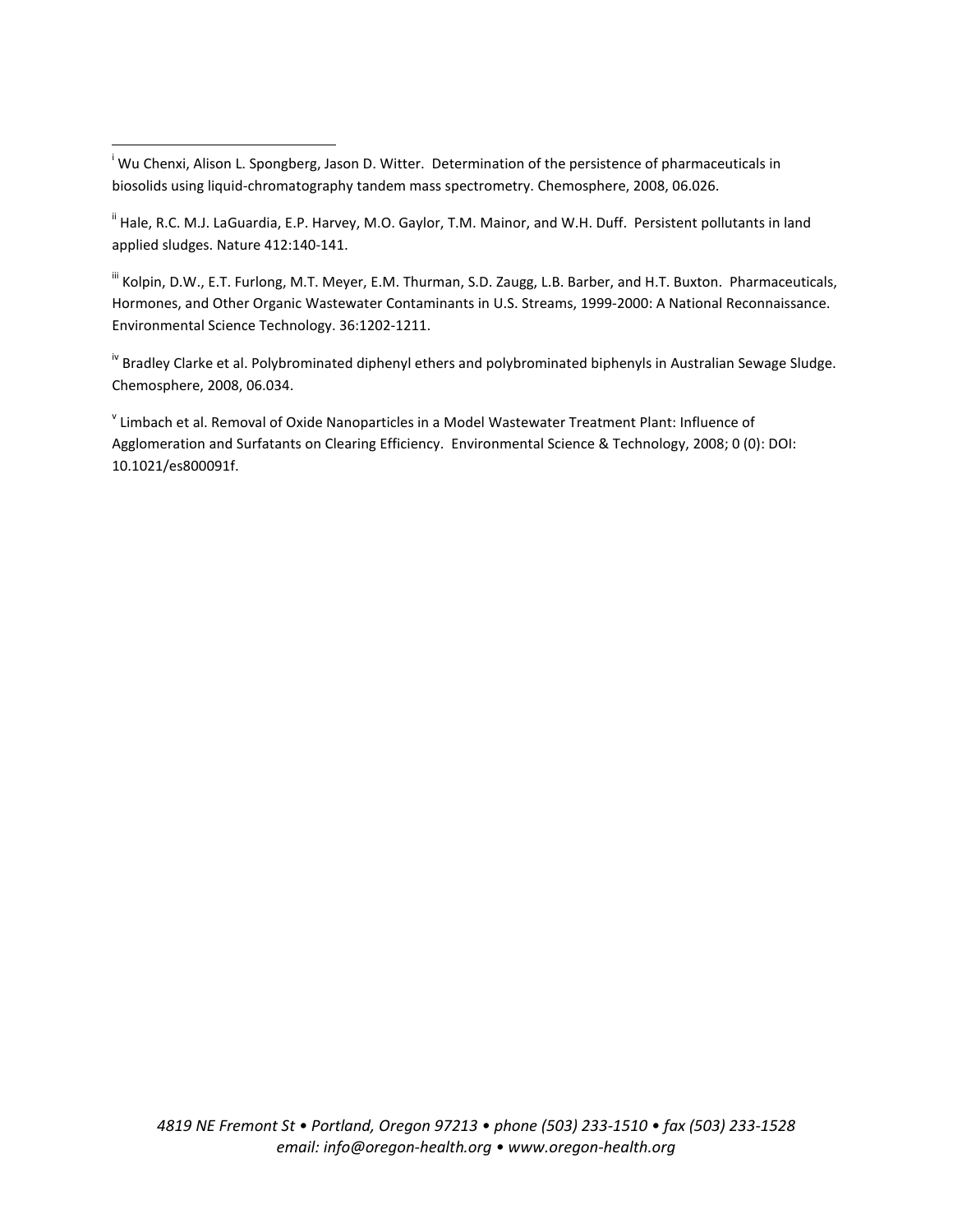[i] Wu Chenxi, Alison L. Spongberg, Jason D. Witter. Determination of the persistence of pharmaceuticals in biosolids using liquid-chromatography tandem mass spectrometry. Chemosphere, 2008, 06.026.

[ii] Hale, R.C. M.J. LaGuardia, E.P. Harvey, M.O. Gaylor, T.M. Mainor, and W.H. Duff. Persistent pollutants in land applied sludges. Nature 412:140-141.

[iii] Kolpin, D.W., E.T. Furlong, M.T. Meyer, E.M. Thurman, S.D. Zaugg, L.B. Barber, and H.T. Buxton. Pharmaceuticals, Hormones, and Other Organic Wastewater Contaminants in U.S. Streams, 1999-2000: A National Reconnaissance. Environmental Science Technology. 36:1202-1211.

[iv] Bradley Clarke et al. Polybrominated diphenyl ethers and polybrominated biphenyls in Australian Sewage Sludge. Chemosphere, 2008, 06.034.

[v] Limbach et al. Removal of Oxide Nanoparticles in a Model Wastewater Treatment Plant: Influence of Agglomeration and Surfatants on Clearing Efficiency. Environmental Science & Technology, 2008; 0 (0): DOI: 10.1021/es800091f.